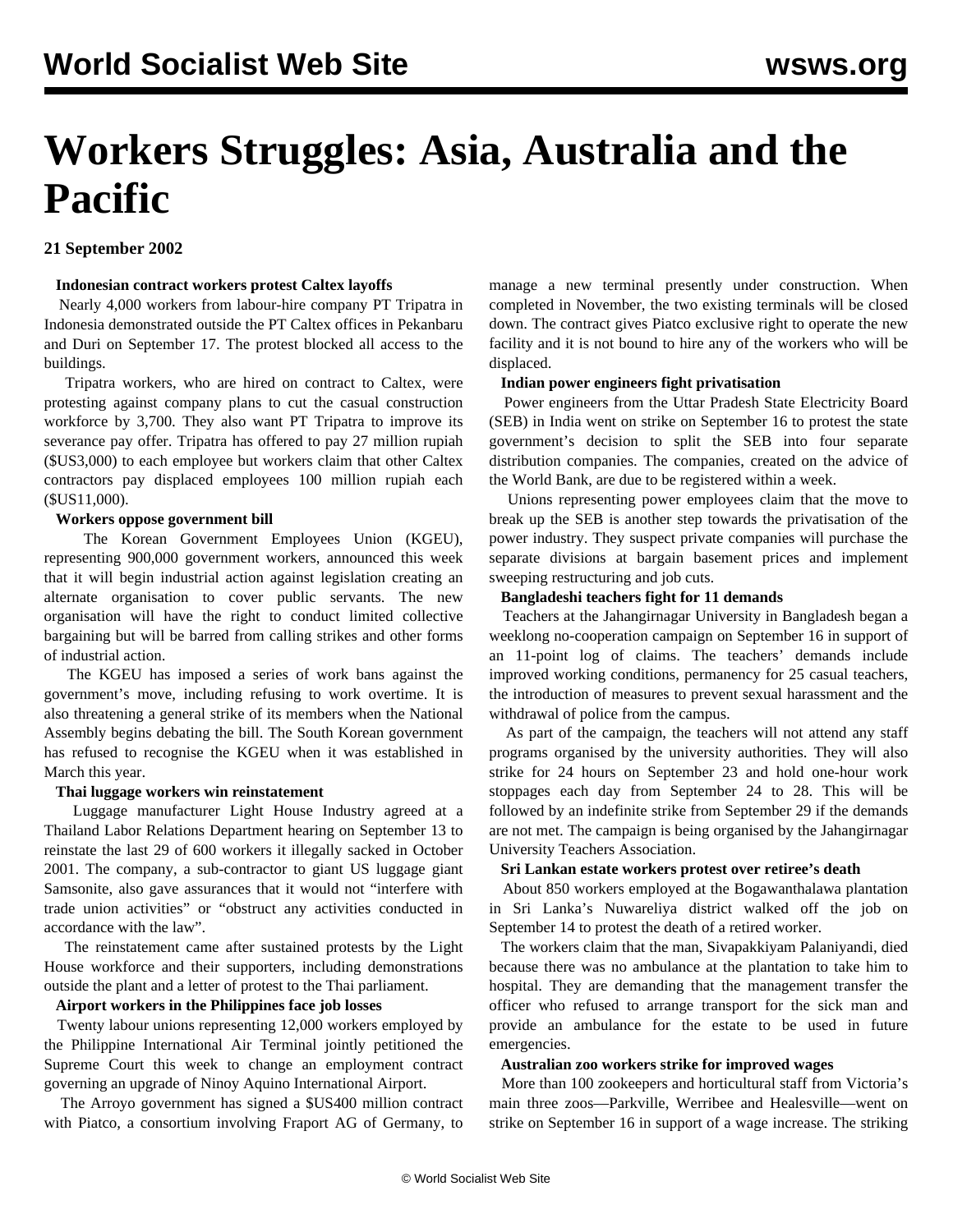# Workers Struggles: Asia, Australia and the Pacific

**21 September 2002**

**Indonesian contract workers protest Caltex layoffs**

Nearly 4,000 workers from labour-hire company PT Tripatra in Indonesia demonstrated outside the PT Caltex offices in Pekanbaru and Duri on September 17. The protest blocked all access to the buildings.

Tripatra workers, who are hired on contract to Caltex, were protesting against company plans to cut the casual construction workforce by 3,700. They also want PT Tripatra to improve its severance pay offer. Tripatra has offered to pay 27 million rupiah ($US3,000) to each employee but workers claim that other Caltex contractors pay displaced employees 100 million rupiah each ($US11,000).

**Workers oppose government bill**

The Korean Government Employees Union (KGEU), representing 900,000 government workers, announced this week that it will begin industrial action against legislation creating an alternate organisation to cover public servants. The new organisation will have the right to conduct limited collective bargaining but will be barred from calling strikes and other forms of industrial action.

The KGEU has imposed a series of work bans against the government's move, including refusing to work overtime. It is also threatening a general strike of its members when the National Assembly begins debating the bill. The South Korean government has refused to recognise the KGEU when it was established in March this year.

**Thai luggage workers win reinstatement**

Luggage manufacturer Light House Industry agreed at a Thailand Labor Relations Department hearing on September 13 to reinstate the last 29 of 600 workers it illegally sacked in October 2001. The company, a sub-contractor to giant US luggage giant Samsonite, also gave assurances that it would not "interfere with trade union activities" or "obstruct any activities conducted in accordance with the law".

The reinstatement came after sustained protests by the Light House workforce and their supporters, including demonstrations outside the plant and a letter of protest to the Thai parliament.

**Airport workers in the Philippines face job losses**

Twenty labour unions representing 12,000 workers employed by the Philippine International Air Terminal jointly petitioned the Supreme Court this week to change an employment contract governing an upgrade of Ninoy Aquino International Airport.

The Arroyo government has signed a $US400 million contract with Piatco, a consortium involving Fraport AG of Germany, to manage a new terminal presently under construction. When completed in November, the two existing terminals will be closed down. The contract gives Piatco exclusive right to operate the new facility and it is not bound to hire any of the workers who will be displaced.

**Indian power engineers fight privatisation**

Power engineers from the Uttar Pradesh State Electricity Board (SEB) in India went on strike on September 16 to protest the state government's decision to split the SEB into four separate distribution companies. The companies, created on the advice of the World Bank, are due to be registered within a week.

Unions representing power employees claim that the move to break up the SEB is another step towards the privatisation of the power industry. They suspect private companies will purchase the separate divisions at bargain basement prices and implement sweeping restructuring and job cuts.

**Bangladeshi teachers fight for 11 demands**

Teachers at the Jahangirnagar University in Bangladesh began a weeklong no-cooperation campaign on September 16 in support of an 11-point log of claims. The teachers' demands include improved working conditions, permanency for 25 casual teachers, the introduction of measures to prevent sexual harassment and the withdrawal of police from the campus.

As part of the campaign, the teachers will not attend any staff programs organised by the university authorities. They will also strike for 24 hours on September 23 and hold one-hour work stoppages each day from September 24 to 28. This will be followed by an indefinite strike from September 29 if the demands are not met. The campaign is being organised by the Jahangirnagar University Teachers Association.

**Sri Lankan estate workers protest over retiree's death**

About 850 workers employed at the Bogawanthalawa plantation in Sri Lanka's Nuwareliya district walked off the job on September 14 to protest the death of a retired worker.

The workers claim that the man, Sivapakkiyam Palaniyandi, died because there was no ambulance at the plantation to take him to hospital. They are demanding that the management transfer the officer who refused to arrange transport for the sick man and provide an ambulance for the estate to be used in future emergencies.

**Australian zoo workers strike for improved wages**

More than 100 zookeepers and horticultural staff from Victoria's main three zoos—Parkville, Werribee and Healesville—went on strike on September 16 in support of a wage increase. The striking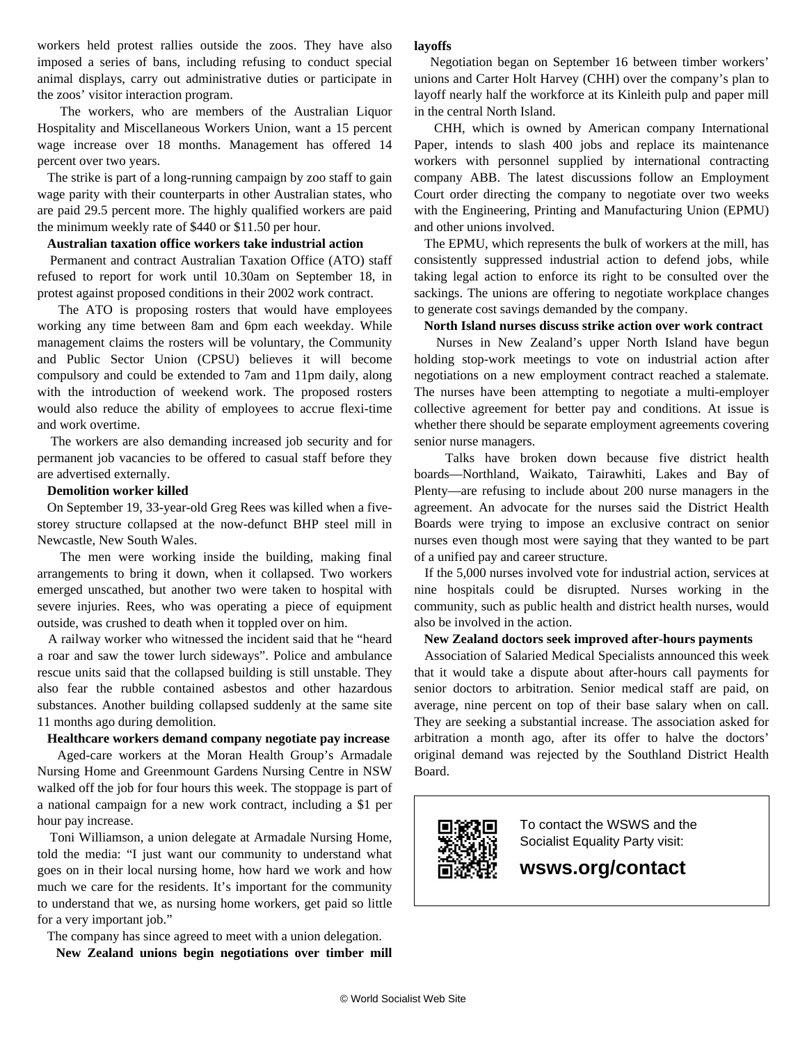workers held protest rallies outside the zoos. They have also imposed a series of bans, including refusing to conduct special animal displays, carry out administrative duties or participate in the zoos' visitor interaction program.

The workers, who are members of the Australian Liquor Hospitality and Miscellaneous Workers Union, want a 15 percent wage increase over 18 months. Management has offered 14 percent over two years.

The strike is part of a long-running campaign by zoo staff to gain wage parity with their counterparts in other Australian states, who are paid 29.5 percent more. The highly qualified workers are paid the minimum weekly rate of $440 or $11.50 per hour.

**Australian taxation office workers take industrial action**

Permanent and contract Australian Taxation Office (ATO) staff refused to report for work until 10.30am on September 18, in protest against proposed conditions in their 2002 work contract.

The ATO is proposing rosters that would have employees working any time between 8am and 6pm each weekday. While management claims the rosters will be voluntary, the Community and Public Sector Union (CPSU) believes it will become compulsory and could be extended to 7am and 11pm daily, along with the introduction of weekend work. The proposed rosters would also reduce the ability of employees to accrue flexi-time and work overtime.

The workers are also demanding increased job security and for permanent job vacancies to be offered to casual staff before they are advertised externally.

**Demolition worker killed**

On September 19, 33-year-old Greg Rees was killed when a five-storey structure collapsed at the now-defunct BHP steel mill in Newcastle, New South Wales.

The men were working inside the building, making final arrangements to bring it down, when it collapsed. Two workers emerged unscathed, but another two were taken to hospital with severe injuries. Rees, who was operating a piece of equipment outside, was crushed to death when it toppled over on him.

A railway worker who witnessed the incident said that he "heard a roar and saw the tower lurch sideways". Police and ambulance rescue units said that the collapsed building is still unstable. They also fear the rubble contained asbestos and other hazardous substances. Another building collapsed suddenly at the same site 11 months ago during demolition.

**Healthcare workers demand company negotiate pay increase**

Aged-care workers at the Moran Health Group's Armadale Nursing Home and Greenmount Gardens Nursing Centre in NSW walked off the job for four hours this week. The stoppage is part of a national campaign for a new work contract, including a $1 per hour pay increase.

Toni Williamson, a union delegate at Armadale Nursing Home, told the media: "I just want our community to understand what goes on in their local nursing home, how hard we work and how much we care for the residents. It's important for the community to understand that we, as nursing home workers, get paid so little for a very important job."

The company has since agreed to meet with a union delegation.

**New Zealand unions begin negotiations over timber mill layoffs**

Negotiation began on September 16 between timber workers' unions and Carter Holt Harvey (CHH) over the company's plan to layoff nearly half the workforce at its Kinleith pulp and paper mill in the central North Island.

CHH, which is owned by American company International Paper, intends to slash 400 jobs and replace its maintenance workers with personnel supplied by international contracting company ABB. The latest discussions follow an Employment Court order directing the company to negotiate over two weeks with the Engineering, Printing and Manufacturing Union (EPMU) and other unions involved.

The EPMU, which represents the bulk of workers at the mill, has consistently suppressed industrial action to defend jobs, while taking legal action to enforce its right to be consulted over the sackings. The unions are offering to negotiate workplace changes to generate cost savings demanded by the company.

**North Island nurses discuss strike action over work contract**

Nurses in New Zealand's upper North Island have begun holding stop-work meetings to vote on industrial action after negotiations on a new employment contract reached a stalemate. The nurses have been attempting to negotiate a multi-employer collective agreement for better pay and conditions. At issue is whether there should be separate employment agreements covering senior nurse managers.

Talks have broken down because five district health boards—Northland, Waikato, Tairawhiti, Lakes and Bay of Plenty—are refusing to include about 200 nurse managers in the agreement. An advocate for the nurses said the District Health Boards were trying to impose an exclusive contract on senior nurses even though most were saying that they wanted to be part of a unified pay and career structure.

If the 5,000 nurses involved vote for industrial action, services at nine hospitals could be disrupted. Nurses working in the community, such as public health and district health nurses, would also be involved in the action.

**New Zealand doctors seek improved after-hours payments**

Association of Salaried Medical Specialists announced this week that it would take a dispute about after-hours call payments for senior doctors to arbitration. Senior medical staff are paid, on average, nine percent on top of their base salary when on call. They are seeking a substantial increase. The association asked for arbitration a month ago, after its offer to halve the doctors' original demand was rejected by the Southland District Health Board.

To contact the WSWS and the Socialist Equality Party visit:

**wsws.org/contact**